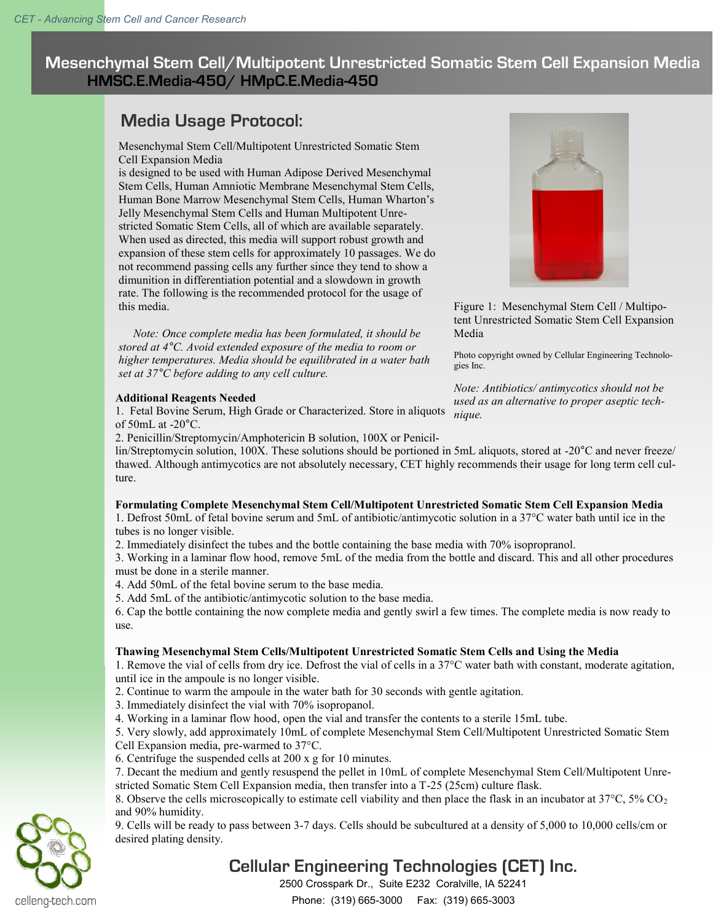# Mesenchymal Stem Cell/Multipotent Unrestricted Somatic Stem Cell Expansion Media
## HMSC.E.Media-450/ HMpC.E.Media-450

## Media Usage Protocol:

Mesenchymal Stem Cell/Multipotent Unrestricted Somatic Stem Cell Expansion Media
is designed to be used with Human Adipose Derived Mesenchymal Stem Cells, Human Amniotic Membrane Mesenchymal Stem Cells, Human Bone Marrow Mesenchymal Stem Cells, Human Wharton's Jelly Mesenchymal Stem Cells and Human Multipotent Unrestricted Somatic Stem Cells, all of which are available separately. When used as directed, this media will support robust growth and expansion of these stem cells for approximately 10 passages. We do not recommend passing cells any further since they tend to show a dimunition in differentiation potential and a slowdown in growth rate. The following is the recommended protocol for the usage of this media.

*Note: Once complete media has been formulated, it should be stored at 4°C. Avoid extended exposure of the media to room or higher temperatures. Media should be equilibrated in a water bath set at 37°C before adding to any cell culture.*

Figure 1: Mesenchymal Stem Cell / Multipotent Unrestricted Somatic Stem Cell Expansion Media

Photo copyright owned by Cellular Engineering Technologies Inc.

*Note: Antibiotics/ antimycotics should not be used as an alternative to proper aseptic technique.*

**Additional Reagents Needed**

1. Fetal Bovine Serum, High Grade or Characterized. Store in aliquots of 50mL at -20°C.
2. Penicillin/Streptomycin/Amphotericin B solution, 100X or Penicillin/Streptomycin solution, 100X. These solutions should be portioned in 5mL aliquots, stored at -20°C and never freeze/ thawed. Although antimycotics are not absolutely necessary, CET highly recommends their usage for long term cell culture.

**Formulating Complete Mesenchymal Stem Cell/Multipotent Unrestricted Somatic Stem Cell Expansion Media**

1. Defrost 50mL of fetal bovine serum and 5mL of antibiotic/antimycotic solution in a 37°C water bath until ice in the tubes is no longer visible.
2. Immediately disinfect the tubes and the bottle containing the base media with 70% isopropranol.
3. Working in a laminar flow hood, remove 5mL of the media from the bottle and discard. This and all other procedures must be done in a sterile manner.
4. Add 50mL of the fetal bovine serum to the base media.
5. Add 5mL of the antibiotic/antimycotic solution to the base media.
6. Cap the bottle containing the now complete media and gently swirl a few times. The complete media is now ready to use.

**Thawing Mesenchymal Stem Cells/Multipotent Unrestricted Somatic Stem Cells and Using the Media**

1. Remove the vial of cells from dry ice. Defrost the vial of cells in a 37°C water bath with constant, moderate agitation, until ice in the ampoule is no longer visible.
2. Continue to warm the ampoule in the water bath for 30 seconds with gentle agitation.
3. Immediately disinfect the vial with 70% isopropanol.
4. Working in a laminar flow hood, open the vial and transfer the contents to a sterile 15mL tube.
5. Very slowly, add approximately 10mL of complete Mesenchymal Stem Cell/Multipotent Unrestricted Somatic Stem Cell Expansion media, pre-warmed to 37°C.
6. Centrifuge the suspended cells at 200 x g for 10 minutes.
7. Decant the medium and gently resuspend the pellet in 10mL of complete Mesenchymal Stem Cell/Multipotent Unrestricted Somatic Stem Cell Expansion media, then transfer into a T-25 (25cm) culture flask.
8. Observe the cells microscopically to estimate cell viability and then place the flask in an incubator at 37°C, 5% $CO_2$ and 90% humidity.
9. Cells will be ready to pass between 3-7 days. Cells should be subcultured at a density of 5,000 to 10,000 cells/cm or desired plating density.

**Cellular Engineering Technologies (CET) Inc.**
2500 Crosspark Dr., Suite E232 Coralville, IA 52241
Phone: (319) 665-3000 Fax: (319) 665-3003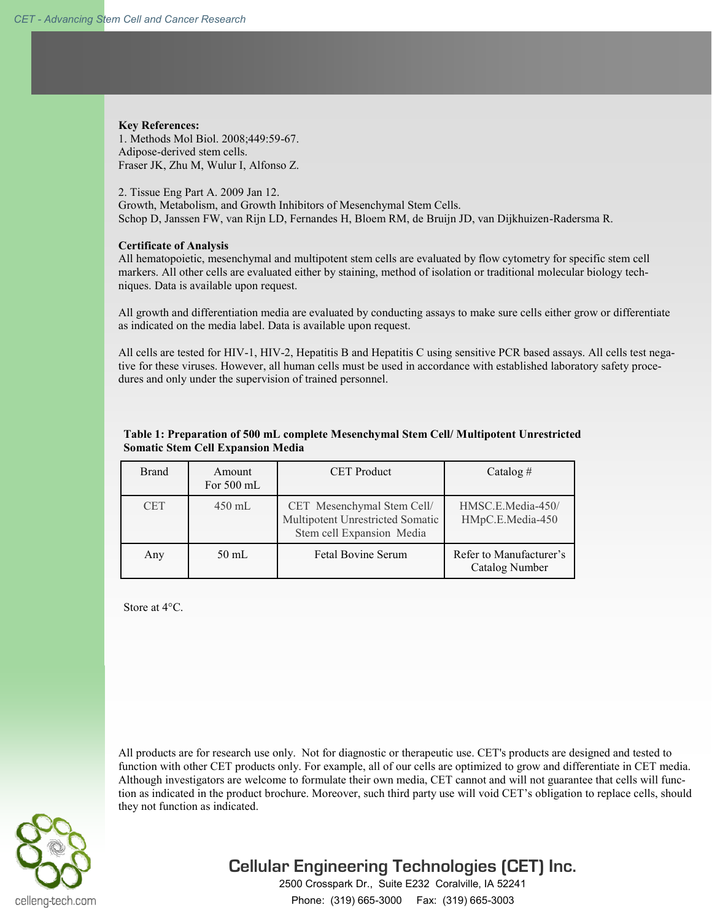**Key References:**

1. Methods Mol Biol. 2008;449:59-67.
Adipose-derived stem cells.
Fraser JK, Zhu M, Wulur I, Alfonso Z.

2. Tissue Eng Part A. 2009 Jan 12.
Growth, Metabolism, and Growth Inhibitors of Mesenchymal Stem Cells.
Schop D, Janssen FW, van Rijn LD, Fernandes H, Bloem RM, de Bruijn JD, van Dijkhuizen-Radersma R.

**Certificate of Analysis**

All hematopoietic, mesenchymal and multipotent stem cells are evaluated by flow cytometry for specific stem cell markers. All other cells are evaluated either by staining, method of isolation or traditional molecular biology techniques. Data is available upon request.

All growth and differentiation media are evaluated by conducting assays to make sure cells either grow or differentiate as indicated on the media label. Data is available upon request.

All cells are tested for HIV-1, HIV-2, Hepatitis B and Hepatitis C using sensitive PCR based assays. All cells test negative for these viruses. However, all human cells must be used in accordance with established laboratory safety procedures and only under the supervision of trained personnel.

**Table 1: Preparation of 500 mL complete Mesenchymal Stem Cell/ Multipotent Unrestricted Somatic Stem Cell Expansion Media**

| Brand | Amount For 500 mL | CET Product | Catalog # |
|---|---|---|---|
| CET | 450 mL | CET Mesenchymal Stem Cell/ Multipotent Unrestricted Somatic Stem cell Expansion Media | HMSC.E.Media-450/ HMpC.E.Media-450 |
| Any | 50 mL | Fetal Bovine Serum | Refer to Manufacturer's Catalog Number |

Store at 4°C.

All products are for research use only. Not for diagnostic or therapeutic use. CET's products are designed and tested to function with other CET products only. For example, all of our cells are optimized to grow and differentiate in CET media. Although investigators are welcome to formulate their own media, CET cannot and will not guarantee that cells will function as indicated in the product brochure. Moreover, such third party use will void CET's obligation to replace cells, should they not function as indicated.

**Cellular Engineering Technologies (CET) Inc.**
2500 Crosspark Dr., Suite E232 Coralville, IA 52241
Phone: (319) 665-3000 Fax: (319) 665-3003

celleng-tech.com